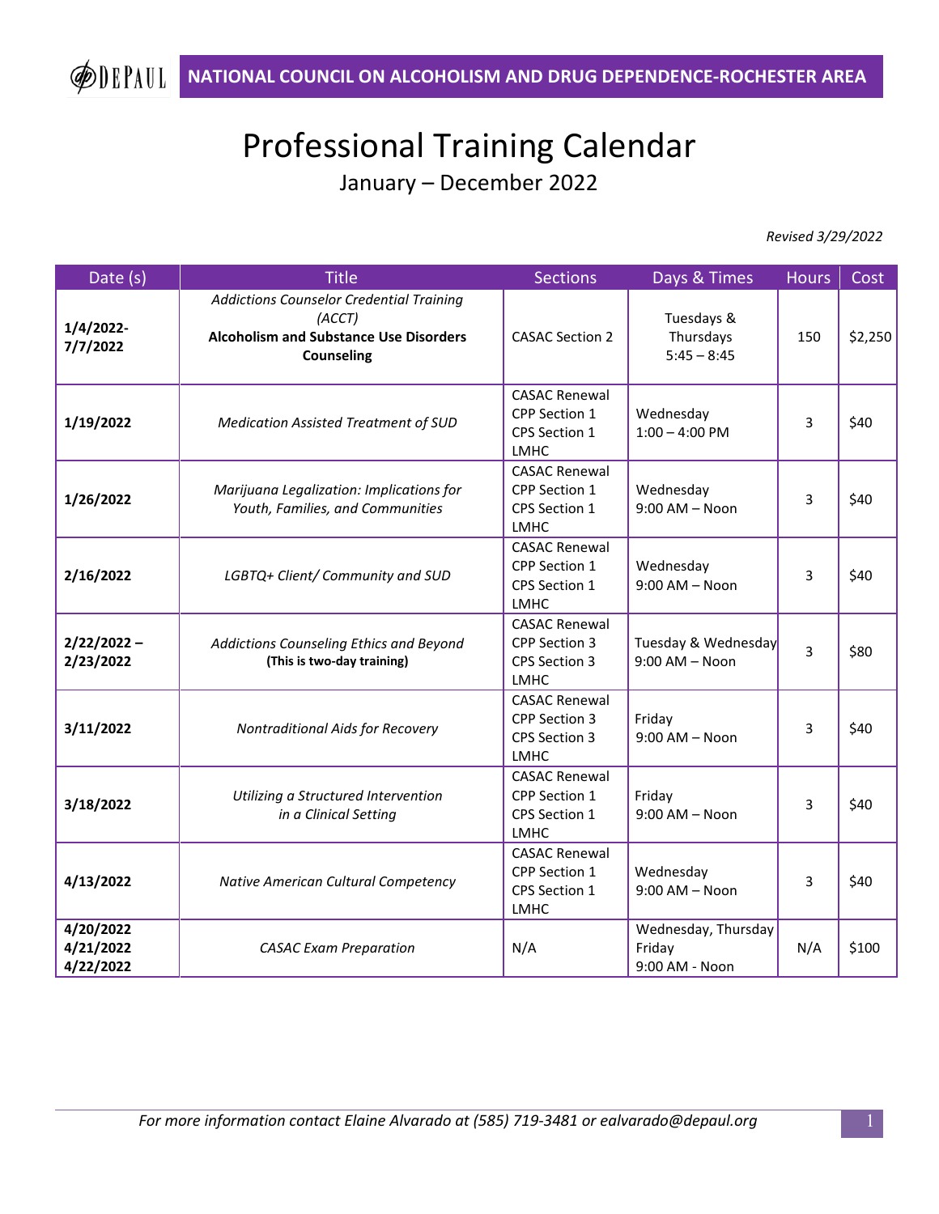DEPAUL **NATIONAL COUNCIL ON ALCOHOLISM AND DRUG DEPENDENCE-ROCHESTER AREA**

# Professional Training Calendar

## January – December 2022

*Revised 3/29/2022*

| Date (s) | Title | Sections | Days & Times | Hours | Cost |
|---|---|---|---|---|---|
| **1/4/2022-7/7/2022** | *Addictions Counselor Credential Training (ACCT)* **Alcoholism and Substance Use Disorders Counseling** | CASAC Section 2 | Tuesdays & Thursdays 5:45 – 8:45 | 150 | $2,250 |
| **1/19/2022** | *Medication Assisted Treatment of SUD* | CASAC Renewal CPP Section 1 CPS Section 1 LMHC | Wednesday 1:00 – 4:00 PM | 3 | $40 |
| **1/26/2022** | *Marijuana Legalization: Implications for Youth, Families, and Communities* | CASAC Renewal CPP Section 1 CPS Section 1 LMHC | Wednesday 9:00 AM – Noon | 3 | $40 |
| **2/16/2022** | *LGBTQ+ Client/ Community and SUD* | CASAC Renewal CPP Section 1 CPS Section 1 LMHC | Wednesday 9:00 AM – Noon | 3 | $40 |
| **2/22/2022 – 2/23/2022** | *Addictions Counseling Ethics and Beyond* **(This is two-day training)** | CASAC Renewal CPP Section 3 CPS Section 3 LMHC | Tuesday & Wednesday 9:00 AM – Noon | 3 | $80 |
| **3/11/2022** | *Nontraditional Aids for Recovery* | CASAC Renewal CPP Section 3 CPS Section 3 LMHC | Friday 9:00 AM – Noon | 3 | $40 |
| **3/18/2022** | *Utilizing a Structured Intervention in a Clinical Setting* | CASAC Renewal CPP Section 1 CPS Section 1 LMHC | Friday 9:00 AM – Noon | 3 | $40 |
| **4/13/2022** | *Native American Cultural Competency* | CASAC Renewal CPP Section 1 CPS Section 1 LMHC | Wednesday 9:00 AM – Noon | 3 | $40 |
| **4/20/2022 4/21/2022 4/22/2022** | *CASAC Exam Preparation* | N/A | Wednesday, Thursday Friday 9:00 AM - Noon | N/A | $100 |

*For more information contact Elaine Alvarado at (585) 719-3481 or ealvarado@depaul.org*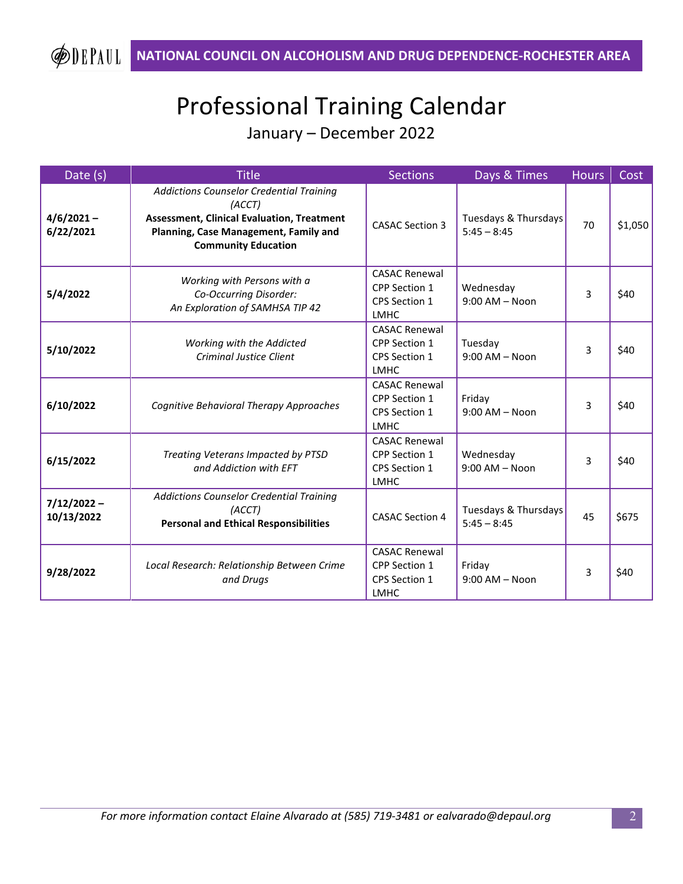DEPAUL **NATIONAL COUNCIL ON ALCOHOLISM AND DRUG DEPENDENCE-ROCHESTER AREA**

# Professional Training Calendar

## January – December 2022

| Date (s) | Title | Sections | Days & Times | Hours | Cost |
|---|---|---|---|---|---|
| **4/6/2021 – 6/22/2021** | *Addictions Counselor Credential Training (ACCT)* **Assessment, Clinical Evaluation, Treatment Planning, Case Management, Family and Community Education** | CASAC Section 3 | Tuesdays & Thursdays 5:45 – 8:45 | 70 | $1,050 |
| **5/4/2022** | *Working with Persons with a Co-Occurring Disorder: An Exploration of SAMHSA TIP 42* | CASAC Renewal CPP Section 1 CPS Section 1 LMHC | Wednesday 9:00 AM – Noon | 3 | $40 |
| **5/10/2022** | *Working with the Addicted Criminal Justice Client* | CASAC Renewal CPP Section 1 CPS Section 1 LMHC | Tuesday 9:00 AM – Noon | 3 | $40 |
| **6/10/2022** | *Cognitive Behavioral Therapy Approaches* | CASAC Renewal CPP Section 1 CPS Section 1 LMHC | Friday 9:00 AM – Noon | 3 | $40 |
| **6/15/2022** | *Treating Veterans Impacted by PTSD and Addiction with EFT* | CASAC Renewal CPP Section 1 CPS Section 1 LMHC | Wednesday 9:00 AM – Noon | 3 | $40 |
| **7/12/2022 – 10/13/2022** | *Addictions Counselor Credential Training (ACCT)* **Personal and Ethical Responsibilities** | CASAC Section 4 | Tuesdays & Thursdays 5:45 – 8:45 | 45 | $675 |
| **9/28/2022** | *Local Research: Relationship Between Crime and Drugs* | CASAC Renewal CPP Section 1 CPS Section 1 LMHC | Friday 9:00 AM – Noon | 3 | $40 |

*For more information contact Elaine Alvarado at (585) 719-3481 or ealvarado@depaul.org*